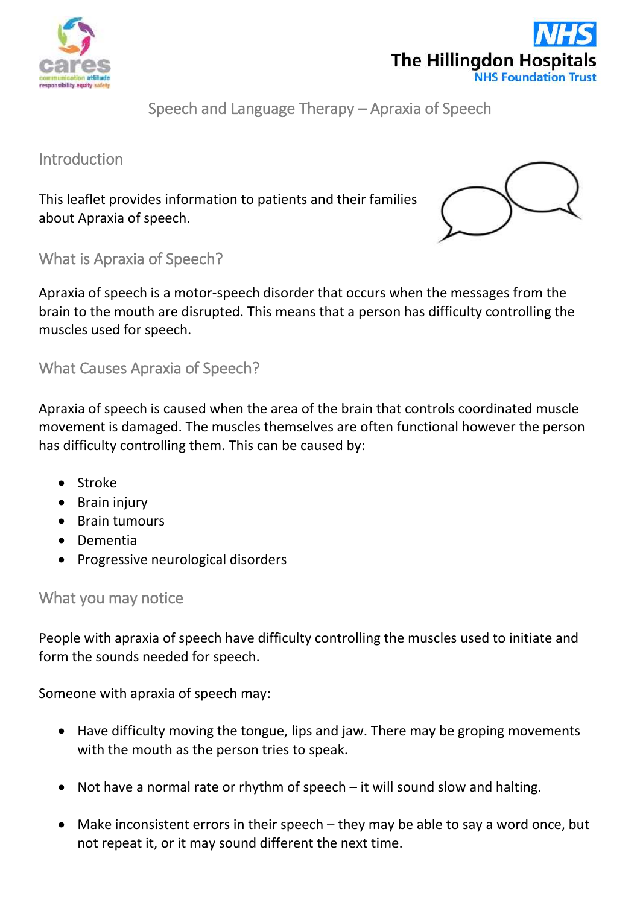# Speech and Language Therapy – Apraxia of Speech

## Introduction

This leaflet provides information to patients and their families about Apraxia of speech.

## What is Apraxia of Speech?

Apraxia of speech is a motor-speech disorder that occurs when the messages from the brain to the mouth are disrupted. This means that a person has difficulty controlling the muscles used for speech.

## What Causes Apraxia of Speech?

Apraxia of speech is caused when the area of the brain that controls coordinated muscle movement is damaged. The muscles themselves are often functional however the person has difficulty controlling them. This can be caused by:

- Stroke
- Brain injury
- Brain tumours
- Dementia
- Progressive neurological disorders

## What you may notice

People with apraxia of speech have difficulty controlling the muscles used to initiate and form the sounds needed for speech.

Someone with apraxia of speech may:

- Have difficulty moving the tongue, lips and jaw. There may be groping movements with the mouth as the person tries to speak.
- Not have a normal rate or rhythm of speech – it will sound slow and halting.
- Make inconsistent errors in their speech – they may be able to say a word once, but not repeat it, or it may sound different the next time.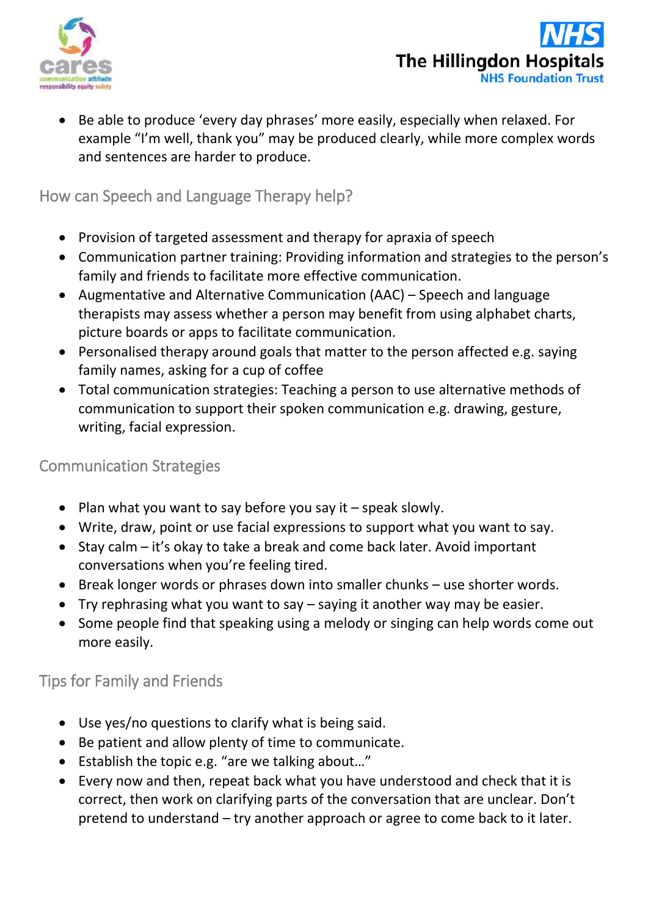- Be able to produce 'every day phrases' more easily, especially when relaxed. For example "I'm well, thank you" may be produced clearly, while more complex words and sentences are harder to produce.

## How can Speech and Language Therapy help?

- Provision of targeted assessment and therapy for apraxia of speech
- Communication partner training: Providing information and strategies to the person's family and friends to facilitate more effective communication.
- Augmentative and Alternative Communication (AAC) – Speech and language therapists may assess whether a person may benefit from using alphabet charts, picture boards or apps to facilitate communication.
- Personalised therapy around goals that matter to the person affected e.g. saying family names, asking for a cup of coffee
- Total communication strategies: Teaching a person to use alternative methods of communication to support their spoken communication e.g. drawing, gesture, writing, facial expression.

## Communication Strategies

- Plan what you want to say before you say it – speak slowly.
- Write, draw, point or use facial expressions to support what you want to say.
- Stay calm – it's okay to take a break and come back later. Avoid important conversations when you're feeling tired.
- Break longer words or phrases down into smaller chunks – use shorter words.
- Try rephrasing what you want to say – saying it another way may be easier.
- Some people find that speaking using a melody or singing can help words come out more easily.

## Tips for Family and Friends

- Use yes/no questions to clarify what is being said.
- Be patient and allow plenty of time to communicate.
- Establish the topic e.g. "are we talking about…"
- Every now and then, repeat back what you have understood and check that it is correct, then work on clarifying parts of the conversation that are unclear. Don't pretend to understand – try another approach or agree to come back to it later.